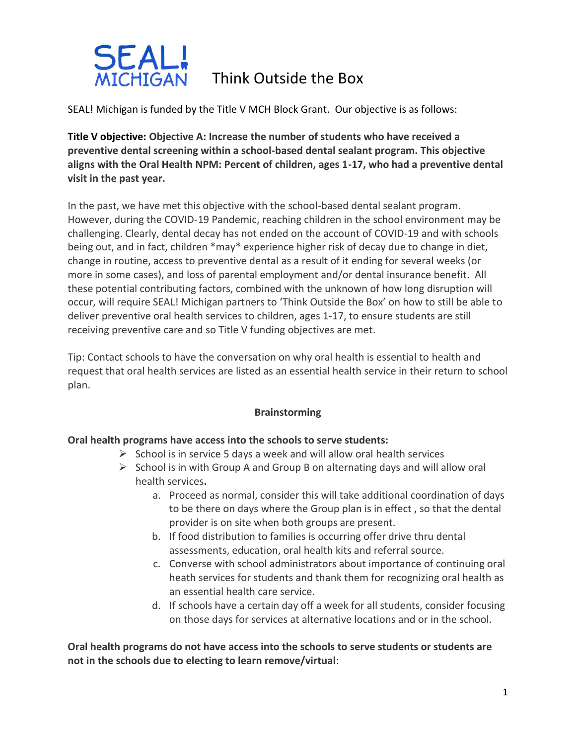# SEAL! MICHIGAN Think Outside the Box

SEAL! Michigan is funded by the Title V MCH Block Grant. Our objective is as follows:

**Title V objective: Objective A: Increase the number of students who have received a preventive dental screening within a school-based dental sealant program. This objective aligns with the Oral Health NPM: Percent of children, ages 1-17, who had a preventive dental visit in the past year.**

In the past, we have met this objective with the school-based dental sealant program. However, during the COVID-19 Pandemic, reaching children in the school environment may be challenging. Clearly, dental decay has not ended on the account of COVID-19 and with schools being out, and in fact, children *may* experience higher risk of decay due to change in diet, change in routine, access to preventive dental as a result of it ending for several weeks (or more in some cases), and loss of parental employment and/or dental insurance benefit. All these potential contributing factors, combined with the unknown of how long disruption will occur, will require SEAL! Michigan partners to 'Think Outside the Box' on how to still be able to deliver preventive oral health services to children, ages 1-17, to ensure students are still receiving preventive care and so Title V funding objectives are met.

Tip: Contact schools to have the conversation on why oral health is essential to health and request that oral health services are listed as an essential health service in their return to school plan.

## Brainstorming

**Oral health programs have access into the schools to serve students:**

- School is in service 5 days a week and will allow oral health services
- School is in with Group A and Group B on alternating days and will allow oral health services.
  a. Proceed as normal, consider this will take additional coordination of days to be there on days where the Group plan is in effect , so that the dental provider is on site when both groups are present.
  b. If food distribution to families is occurring offer drive thru dental assessments, education, oral health kits and referral source.
  c. Converse with school administrators about importance of continuing oral heath services for students and thank them for recognizing oral health as an essential health care service.
  d. If schools have a certain day off a week for all students, consider focusing on those days for services at alternative locations and or in the school.

**Oral health programs do not have access into the schools to serve students or students are not in the schools due to electing to learn remove/virtual**: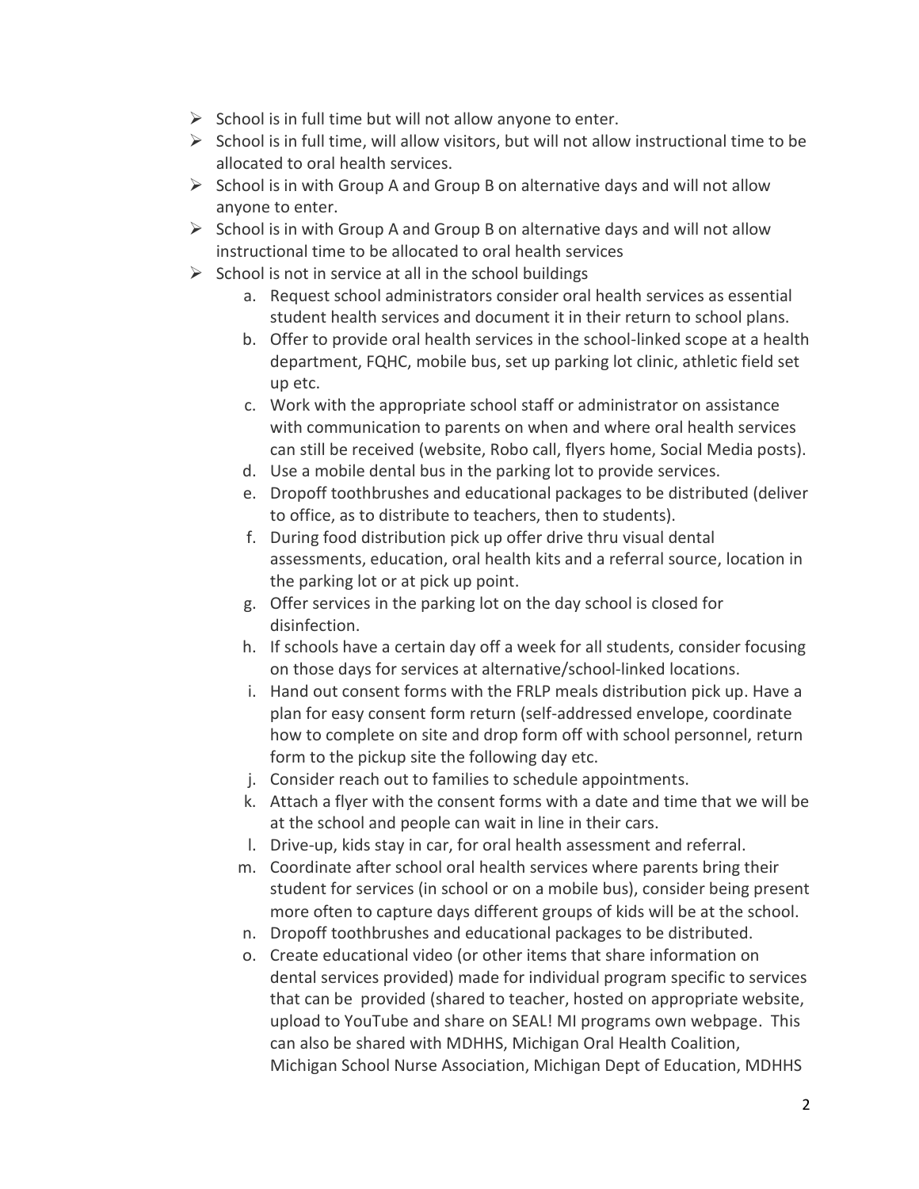- School is in full time but will not allow anyone to enter.
- School is in full time, will allow visitors, but will not allow instructional time to be allocated to oral health services.
- School is in with Group A and Group B on alternative days and will not allow anyone to enter.
- School is in with Group A and Group B on alternative days and will not allow instructional time to be allocated to oral health services
- School is not in service at all in the school buildings
    a. Request school administrators consider oral health services as essential student health services and document it in their return to school plans.
    b. Offer to provide oral health services in the school-linked scope at a health department, FQHC, mobile bus, set up parking lot clinic, athletic field set up etc.
    c. Work with the appropriate school staff or administrator on assistance with communication to parents on when and where oral health services can still be received (website, Robo call, flyers home, Social Media posts).
    d. Use a mobile dental bus in the parking lot to provide services.
    e. Dropoff toothbrushes and educational packages to be distributed (deliver to office, as to distribute to teachers, then to students).
    f. During food distribution pick up offer drive thru visual dental assessments, education, oral health kits and a referral source, location in the parking lot or at pick up point.
    g. Offer services in the parking lot on the day school is closed for disinfection.
    h. If schools have a certain day off a week for all students, consider focusing on those days for services at alternative/school-linked locations.
    i. Hand out consent forms with the FRLP meals distribution pick up. Have a plan for easy consent form return (self-addressed envelope, coordinate how to complete on site and drop form off with school personnel, return form to the pickup site the following day etc.
    j. Consider reach out to families to schedule appointments.
    k. Attach a flyer with the consent forms with a date and time that we will be at the school and people can wait in line in their cars.
    l. Drive-up, kids stay in car, for oral health assessment and referral.
    m. Coordinate after school oral health services where parents bring their student for services (in school or on a mobile bus), consider being present more often to capture days different groups of kids will be at the school.
    n. Dropoff toothbrushes and educational packages to be distributed.
    o. Create educational video (or other items that share information on dental services provided) made for individual program specific to services that can be provided (shared to teacher, hosted on appropriate website, upload to YouTube and share on SEAL! MI programs own webpage. This can also be shared with MDHHS, Michigan Oral Health Coalition, Michigan School Nurse Association, Michigan Dept of Education, MDHHS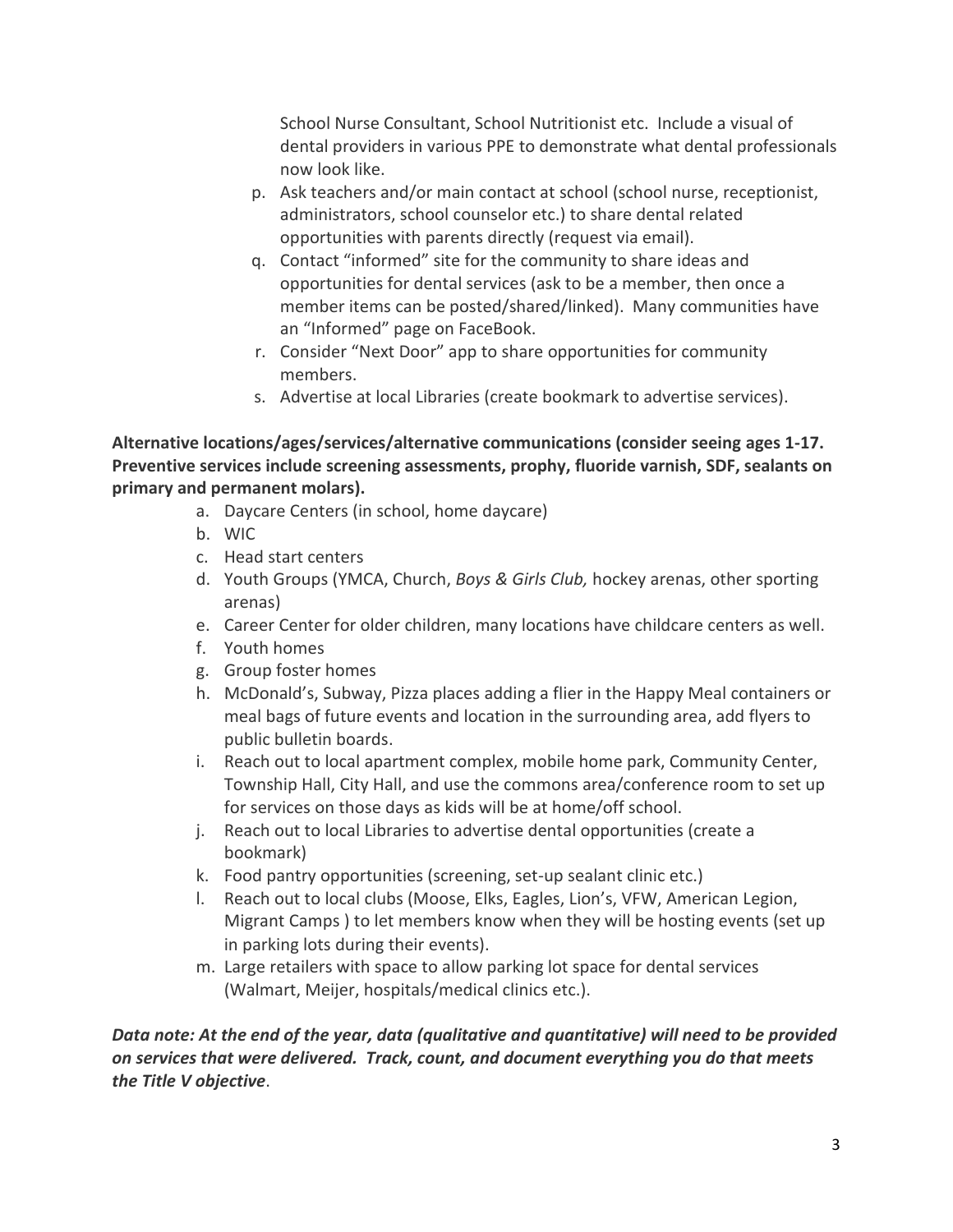School Nurse Consultant, School Nutritionist etc. Include a visual of dental providers in various PPE to demonstrate what dental professionals now look like.

p. Ask teachers and/or main contact at school (school nurse, receptionist, administrators, school counselor etc.) to share dental related opportunities with parents directly (request via email).
q. Contact "informed" site for the community to share ideas and opportunities for dental services (ask to be a member, then once a member items can be posted/shared/linked). Many communities have an "Informed" page on FaceBook.
r. Consider "Next Door" app to share opportunities for community members.
s. Advertise at local Libraries (create bookmark to advertise services).

**Alternative locations/ages/services/alternative communications (consider seeing ages 1-17. Preventive services include screening assessments, prophy, fluoride varnish, SDF, sealants on primary and permanent molars).**

a. Daycare Centers (in school, home daycare)
b. WIC
c. Head start centers
d. Youth Groups (YMCA, Church, *Boys & Girls Club,* hockey arenas, other sporting arenas)
e. Career Center for older children, many locations have childcare centers as well.
f. Youth homes
g. Group foster homes
h. McDonald's, Subway, Pizza places adding a flier in the Happy Meal containers or meal bags of future events and location in the surrounding area, add flyers to public bulletin boards.
i. Reach out to local apartment complex, mobile home park, Community Center, Township Hall, City Hall, and use the commons area/conference room to set up for services on those days as kids will be at home/off school.
j. Reach out to local Libraries to advertise dental opportunities (create a bookmark)
k. Food pantry opportunities (screening, set-up sealant clinic etc.)
l. Reach out to local clubs (Moose, Elks, Eagles, Lion's, VFW, American Legion, Migrant Camps ) to let members know when they will be hosting events (set up in parking lots during their events).
m. Large retailers with space to allow parking lot space for dental services (Walmart, Meijer, hospitals/medical clinics etc.).

***Data note: At the end of the year, data (qualitative and quantitative) will need to be provided on services that were delivered. Track, count, and document everything you do that meets the Title V objective***.